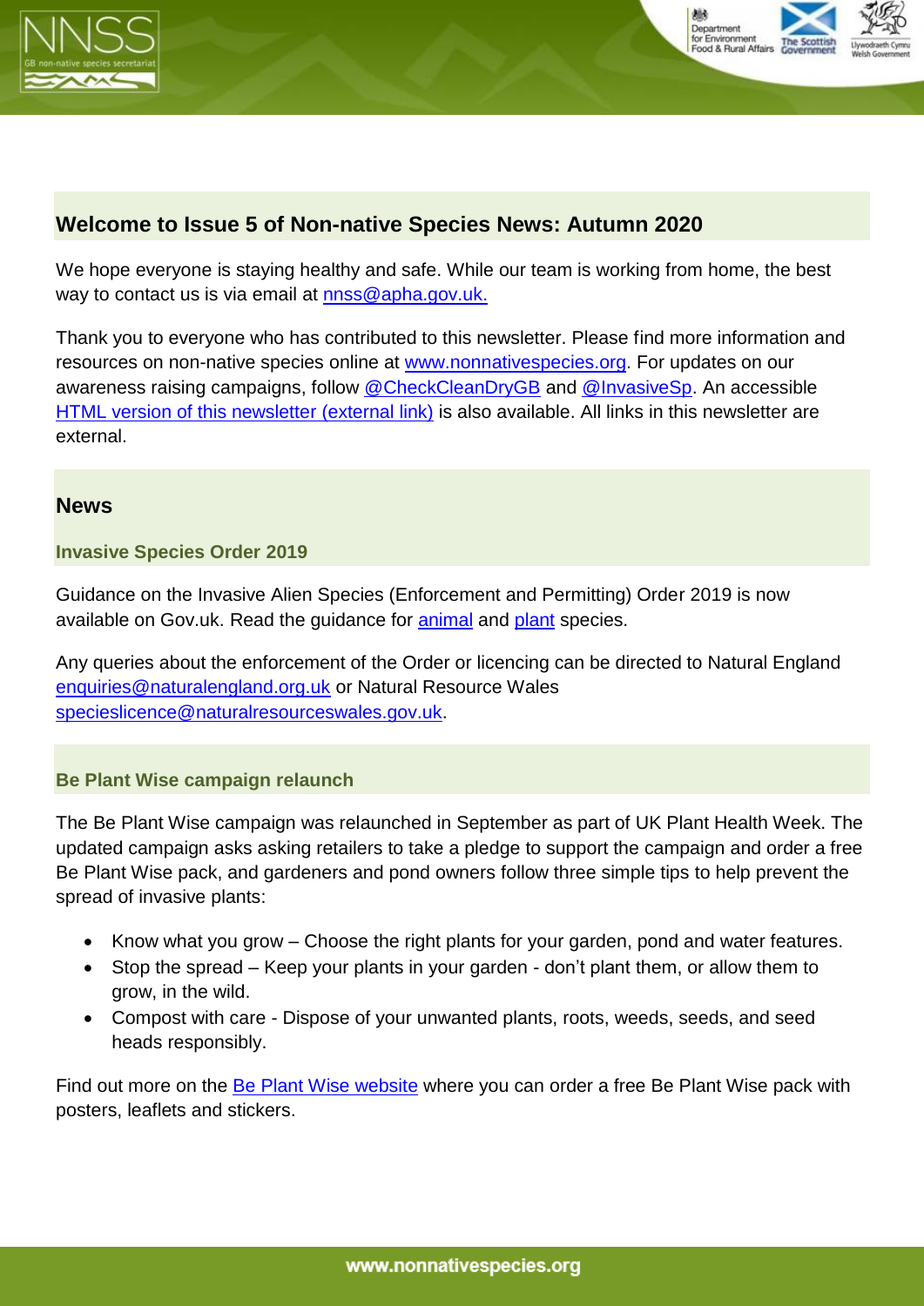## Welcome to Issue 5 of Non-native Species News: Autumn 2020

We hope everyone is staying healthy and safe. While our team is working from home, the best way to contact us is via email at [nnss@apha.gov.uk.](mailto:nnss@apha.gov.uk)

Thank you to everyone who has contributed to this newsletter. Please find more information and resources on non-native species online at [www.nonnativespecies.org](http://www.nonnativespecies.org). For updates on our awareness raising campaigns, follow [@CheckCleanDryGB](#) and [@InvasiveSp](#). An accessible [HTML version of this newsletter (external link)](#) is also available. All links in this newsletter are external.

## News

### Invasive Species Order 2019

Guidance on the Invasive Alien Species (Enforcement and Permitting) Order 2019 is now available on Gov.uk. Read the guidance for [animal](#) and [plant](#) species.

Any queries about the enforcement of the Order or licencing can be directed to Natural England [enquiries@naturalengland.org.uk](mailto:enquiries@naturalengland.org.uk) or Natural Resource Wales [specieslicence@naturalresourceswales.gov.uk](mailto:specieslicence@naturalresourceswales.gov.uk).

### Be Plant Wise campaign relaunch

The Be Plant Wise campaign was relaunched in September as part of UK Plant Health Week. The updated campaign asks asking retailers to take a pledge to support the campaign and order a free Be Plant Wise pack, and gardeners and pond owners follow three simple tips to help prevent the spread of invasive plants:

- Know what you grow – Choose the right plants for your garden, pond and water features.
- Stop the spread – Keep your plants in your garden - don't plant them, or allow them to grow, in the wild.
- Compost with care - Dispose of your unwanted plants, roots, weeds, seeds, and seed heads responsibly.

Find out more on the [Be Plant Wise website](#) where you can order a free Be Plant Wise pack with posters, leaflets and stickers.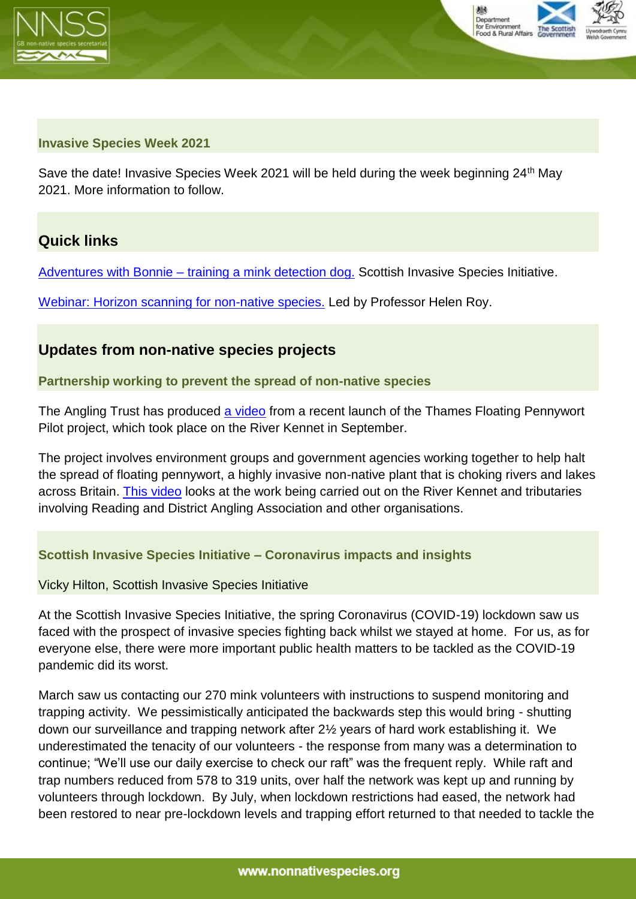### Invasive Species Week 2021

Save the date! Invasive Species Week 2021 will be held during the week beginning 24th May 2021. More information to follow.

## Quick links

[Adventures with Bonnie – training a mink detection dog.](#) Scottish Invasive Species Initiative.

[Webinar: Horizon scanning for non-native species.](#) Led by Professor Helen Roy.

## Updates from non-native species projects

### Partnership working to prevent the spread of non-native species

The Angling Trust has produced [a video](#) from a recent launch of the Thames Floating Pennywort Pilot project, which took place on the River Kennet in September.

The project involves environment groups and government agencies working together to help halt the spread of floating pennywort, a highly invasive non-native plant that is choking rivers and lakes across Britain. [This video](#) looks at the work being carried out on the River Kennet and tributaries involving Reading and District Angling Association and other organisations.

### Scottish Invasive Species Initiative – Coronavirus impacts and insights

Vicky Hilton, Scottish Invasive Species Initiative

At the Scottish Invasive Species Initiative, the spring Coronavirus (COVID-19) lockdown saw us faced with the prospect of invasive species fighting back whilst we stayed at home. For us, as for everyone else, there were more important public health matters to be tackled as the COVID-19 pandemic did its worst.

March saw us contacting our 270 mink volunteers with instructions to suspend monitoring and trapping activity. We pessimistically anticipated the backwards step this would bring - shutting down our surveillance and trapping network after 2½ years of hard work establishing it. We underestimated the tenacity of our volunteers - the response from many was a determination to continue; "We'll use our daily exercise to check our raft" was the frequent reply. While raft and trap numbers reduced from 578 to 319 units, over half the network was kept up and running by volunteers through lockdown. By July, when lockdown restrictions had eased, the network had been restored to near pre-lockdown levels and trapping effort returned to that needed to tackle the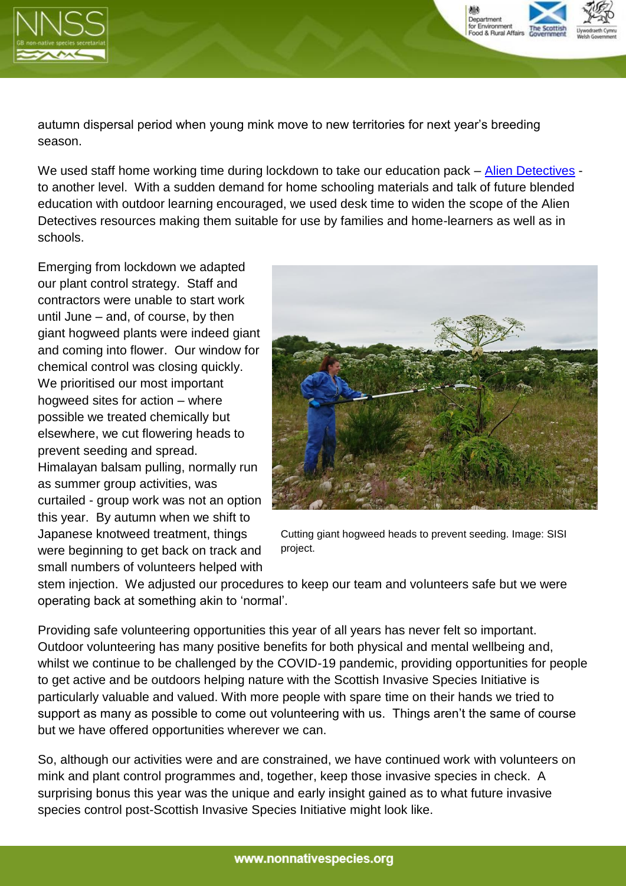autumn dispersal period when young mink move to new territories for next year's breeding season.

We used staff home working time during lockdown to take our education pack – Alien Detectives - to another level. With a sudden demand for home schooling materials and talk of future blended education with outdoor learning encouraged, we used desk time to widen the scope of the Alien Detectives resources making them suitable for use by families and home-learners as well as in schools.

Emerging from lockdown we adapted our plant control strategy. Staff and contractors were unable to start work until June – and, of course, by then giant hogweed plants were indeed giant and coming into flower. Our window for chemical control was closing quickly. We prioritised our most important hogweed sites for action – where possible we treated chemically but elsewhere, we cut flowering heads to prevent seeding and spread. Himalayan balsam pulling, normally run as summer group activities, was curtailed - group work was not an option this year. By autumn when we shift to Japanese knotweed treatment, things were beginning to get back on track and small numbers of volunteers helped with stem injection. We adjusted our procedures to keep our team and volunteers safe but we were operating back at something akin to 'normal'.

Cutting giant hogweed heads to prevent seeding. Image: SISI project.

Providing safe volunteering opportunities this year of all years has never felt so important. Outdoor volunteering has many positive benefits for both physical and mental wellbeing and, whilst we continue to be challenged by the COVID-19 pandemic, providing opportunities for people to get active and be outdoors helping nature with the Scottish Invasive Species Initiative is particularly valuable and valued. With more people with spare time on their hands we tried to support as many as possible to come out volunteering with us. Things aren't the same of course but we have offered opportunities wherever we can.

So, although our activities were and are constrained, we have continued work with volunteers on mink and plant control programmes and, together, keep those invasive species in check. A surprising bonus this year was the unique and early insight gained as to what future invasive species control post-Scottish Invasive Species Initiative might look like.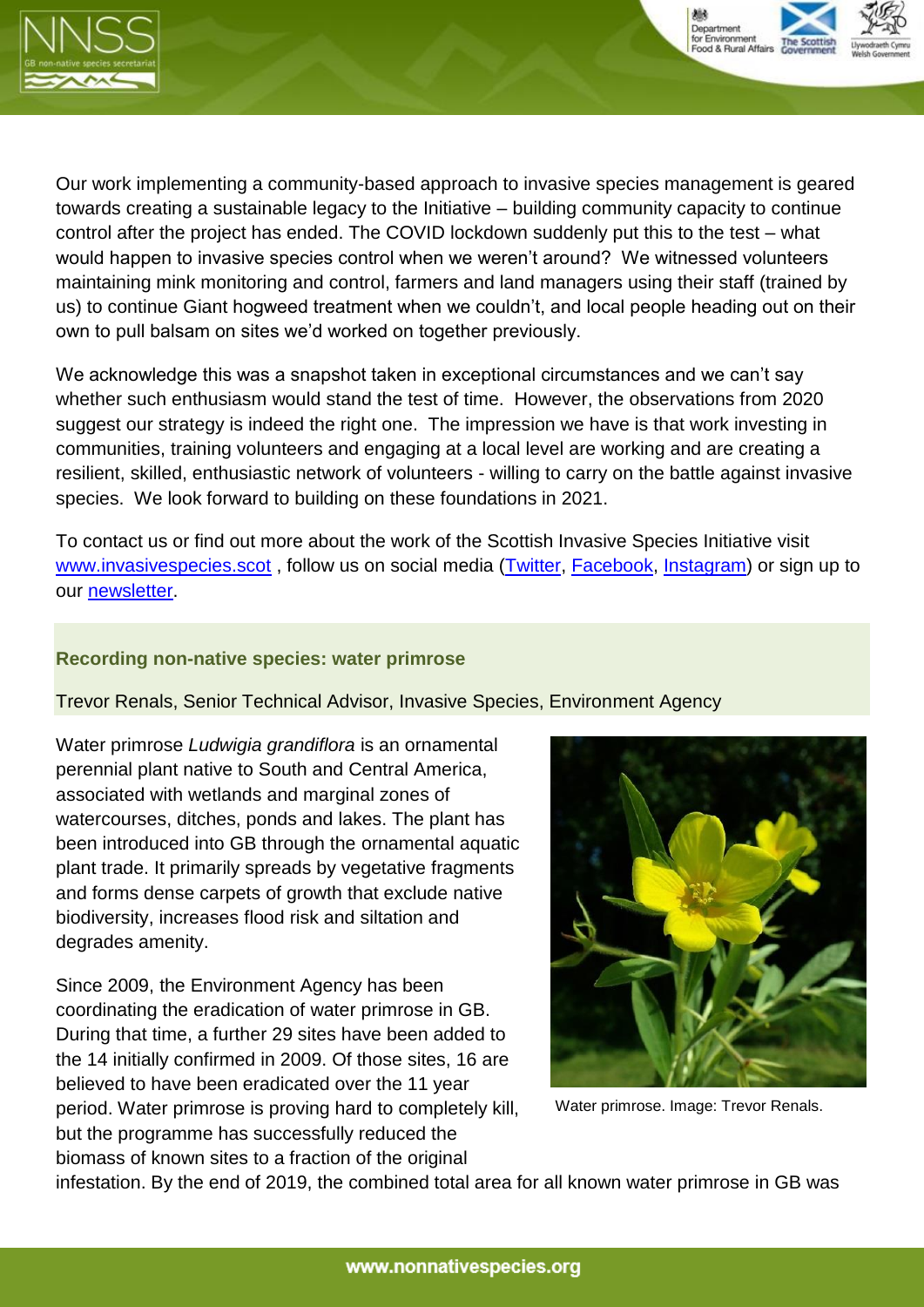Our work implementing a community-based approach to invasive species management is geared towards creating a sustainable legacy to the Initiative – building community capacity to continue control after the project has ended. The COVID lockdown suddenly put this to the test – what would happen to invasive species control when we weren't around? We witnessed volunteers maintaining mink monitoring and control, farmers and land managers using their staff (trained by us) to continue Giant hogweed treatment when we couldn't, and local people heading out on their own to pull balsam on sites we'd worked on together previously.

We acknowledge this was a snapshot taken in exceptional circumstances and we can't say whether such enthusiasm would stand the test of time. However, the observations from 2020 suggest our strategy is indeed the right one. The impression we have is that work investing in communities, training volunteers and engaging at a local level are working and are creating a resilient, skilled, enthusiastic network of volunteers - willing to carry on the battle against invasive species. We look forward to building on these foundations in 2021.

To contact us or find out more about the work of the Scottish Invasive Species Initiative visit www.invasivespecies.scot , follow us on social media (Twitter, Facebook, Instagram) or sign up to our newsletter.

## Recording non-native species: water primrose

Trevor Renals, Senior Technical Advisor, Invasive Species, Environment Agency

Water primrose *Ludwigia grandiflora* is an ornamental perennial plant native to South and Central America, associated with wetlands and marginal zones of watercourses, ditches, ponds and lakes. The plant has been introduced into GB through the ornamental aquatic plant trade. It primarily spreads by vegetative fragments and forms dense carpets of growth that exclude native biodiversity, increases flood risk and siltation and degrades amenity.

Water primrose. Image: Trevor Renals.

Since 2009, the Environment Agency has been coordinating the eradication of water primrose in GB. During that time, a further 29 sites have been added to the 14 initially confirmed in 2009. Of those sites, 16 are believed to have been eradicated over the 11 year period. Water primrose is proving hard to completely kill, but the programme has successfully reduced the biomass of known sites to a fraction of the original infestation. By the end of 2019, the combined total area for all known water primrose in GB was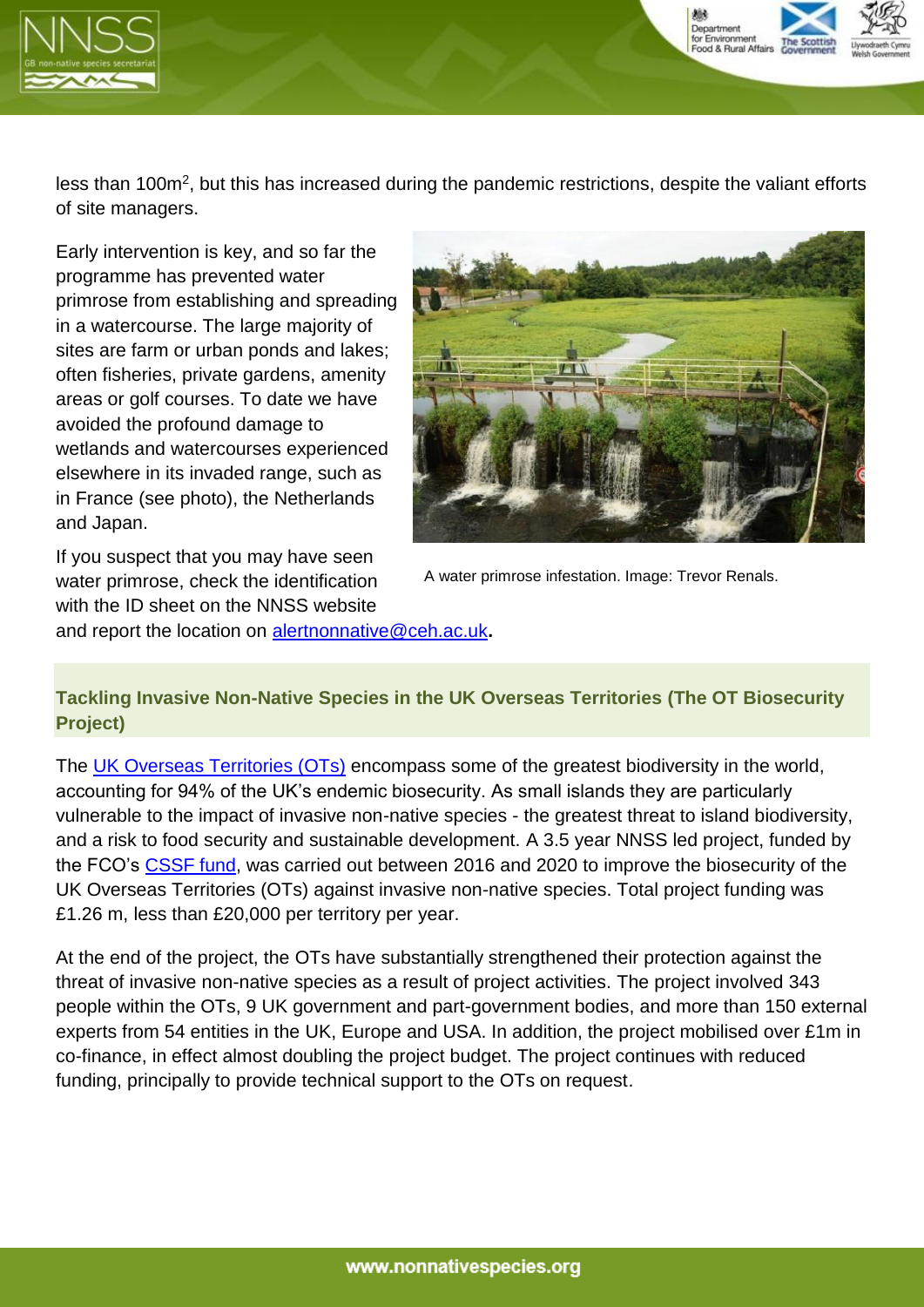less than 100m$^2$, but this has increased during the pandemic restrictions, despite the valiant efforts of site managers.

Early intervention is key, and so far the programme has prevented water primrose from establishing and spreading in a watercourse. The large majority of sites are farm or urban ponds and lakes; often fisheries, private gardens, amenity areas or golf courses. To date we have avoided the profound damage to wetlands and watercourses experienced elsewhere in its invaded range, such as in France (see photo), the Netherlands and Japan.

A water primrose infestation. Image: Trevor Renals.

If you suspect that you may have seen water primrose, check the identification with the ID sheet on the NNSS website and report the location on alertnonnative@ceh.ac.uk**.**

## Tackling Invasive Non-Native Species in the UK Overseas Territories (The OT Biosecurity Project)

The UK Overseas Territories (OTs) encompass some of the greatest biodiversity in the world, accounting for 94% of the UK's endemic biosecurity. As small islands they are particularly vulnerable to the impact of invasive non-native species - the greatest threat to island biodiversity, and a risk to food security and sustainable development. A 3.5 year NNSS led project, funded by the FCO's CSSF fund, was carried out between 2016 and 2020 to improve the biosecurity of the UK Overseas Territories (OTs) against invasive non-native species. Total project funding was £1.26 m, less than £20,000 per territory per year.

At the end of the project, the OTs have substantially strengthened their protection against the threat of invasive non-native species as a result of project activities. The project involved 343 people within the OTs, 9 UK government and part-government bodies, and more than 150 external experts from 54 entities in the UK, Europe and USA. In addition, the project mobilised over £1m in co-finance, in effect almost doubling the project budget. The project continues with reduced funding, principally to provide technical support to the OTs on request.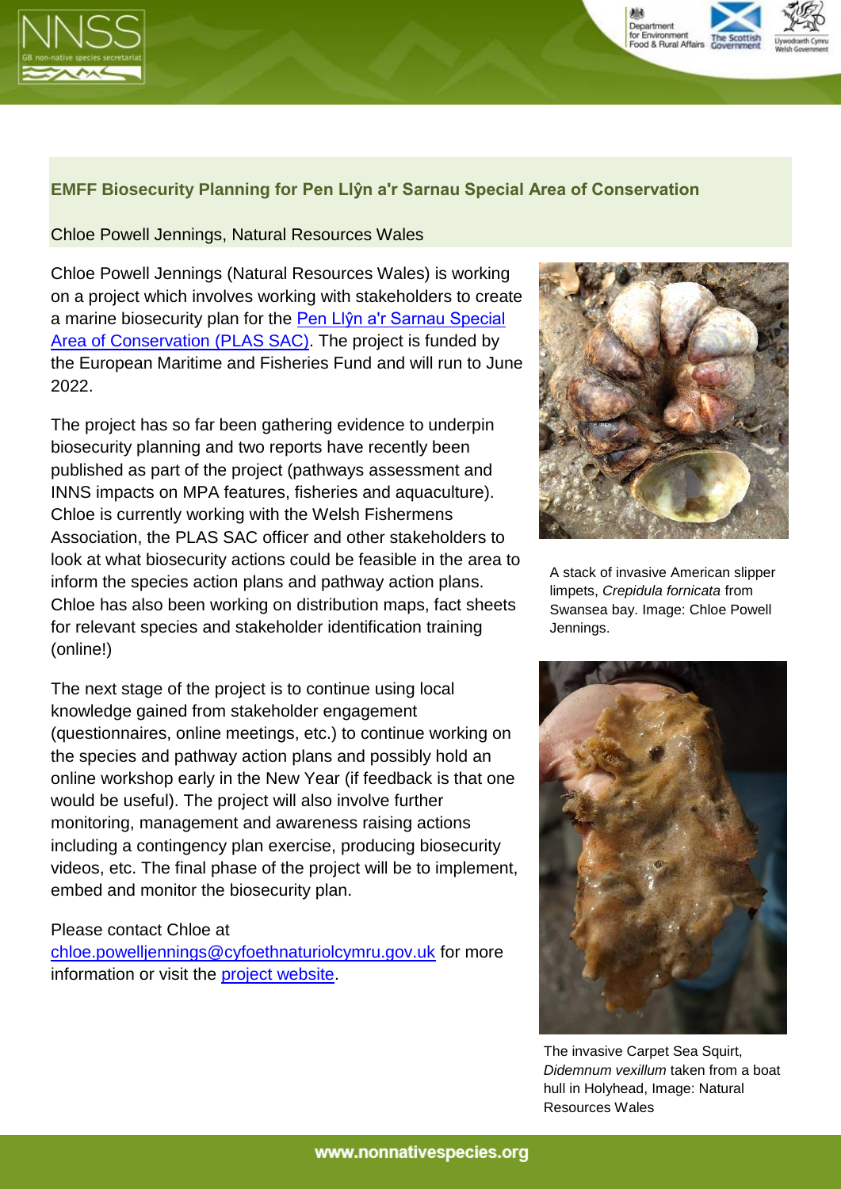## EMFF Biosecurity Planning for Pen Llŷn a'r Sarnau Special Area of Conservation

Chloe Powell Jennings, Natural Resources Wales

Chloe Powell Jennings (Natural Resources Wales) is working on a project which involves working with stakeholders to create a marine biosecurity plan for the Pen Llŷn a'r Sarnau Special Area of Conservation (PLAS SAC). The project is funded by the European Maritime and Fisheries Fund and will run to June 2022.

The project has so far been gathering evidence to underpin biosecurity planning and two reports have recently been published as part of the project (pathways assessment and INNS impacts on MPA features, fisheries and aquaculture). Chloe is currently working with the Welsh Fishermens Association, the PLAS SAC officer and other stakeholders to look at what biosecurity actions could be feasible in the area to inform the species action plans and pathway action plans. Chloe has also been working on distribution maps, fact sheets for relevant species and stakeholder identification training (online!)

The next stage of the project is to continue using local knowledge gained from stakeholder engagement (questionnaires, online meetings, etc.) to continue working on the species and pathway action plans and possibly hold an online workshop early in the New Year (if feedback is that one would be useful). The project will also involve further monitoring, management and awareness raising actions including a contingency plan exercise, producing biosecurity videos, etc. The final phase of the project will be to implement, embed and monitor the biosecurity plan.

Please contact Chloe at chloe.powelljennings@cyfoethnaturiolcymru.gov.uk for more information or visit the project website.

A stack of invasive American slipper limpets, *Crepidula fornicata* from Swansea bay. Image: Chloe Powell Jennings.

The invasive Carpet Sea Squirt, *Didemnum vexillum* taken from a boat hull in Holyhead, Image: Natural Resources Wales